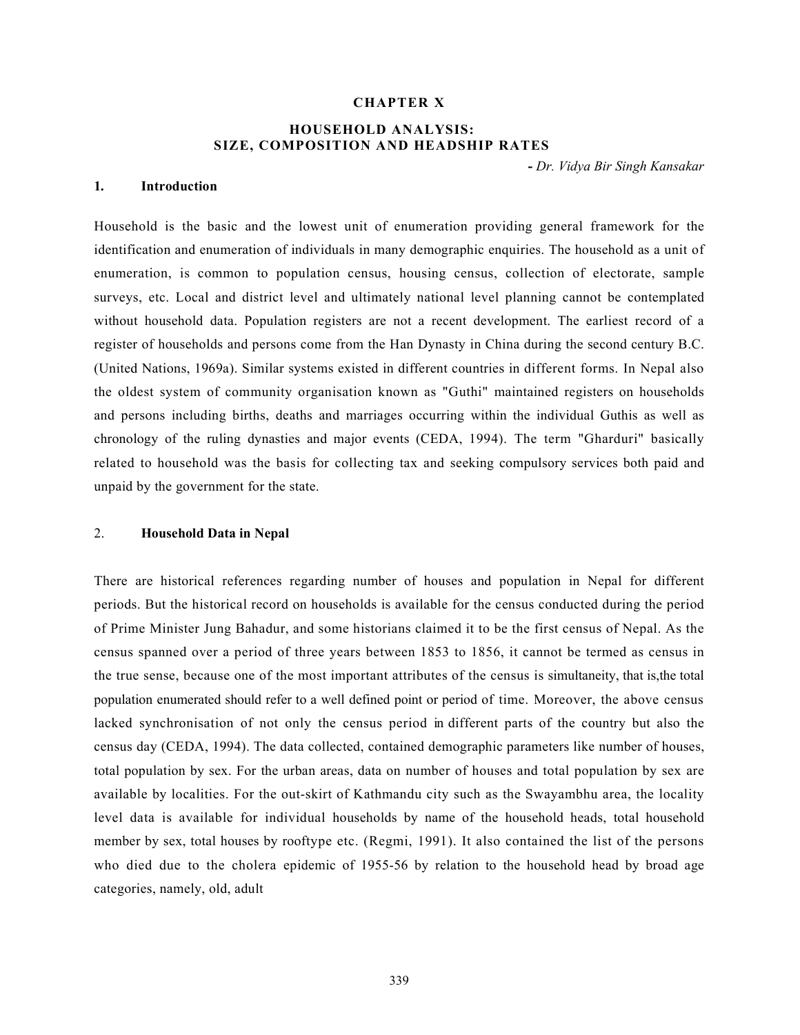# CHAPTER X

## HOUSEHOLD ANALYSIS: SIZE, COMPOSITION AND HEADSHIP RATES

**-** *Dr. Vidya Bir Singh Kansakar*

### 1. Introduction

Household is the basic and the lowest unit of enumeration providing general framework for the identification and enumeration of individuals in many demographic enquiries. The household as a unit of enumeration, is common to population census, housing census, collection of electorate, sample surveys, etc. Local and district level and ultimately national level planning cannot be contemplated without household data. Population registers are not a recent development. The earliest record of a register of households and persons come from the Han Dynasty in China during the second century B.C. (United Nations, 1969a). Similar systems existed in different countries in different forms. In Nepal also the oldest system of community organisation known as "Guthi" maintained registers on households and persons including births, deaths and marriages occurring within the individual Guthis as well as chronology of the ruling dynasties and major events (CEDA, 1994). The term "Gharduri" basically related to household was the basis for collecting tax and seeking compulsory services both paid and unpaid by the government for the state.

### 2. Household Data in Nepal

There are historical references regarding number of houses and population in Nepal for different periods. But the historical record on households is available for the census conducted during the period of Prime Minister Jung Bahadur, and some historians claimed it to be the first census of Nepal. As the census spanned over a period of three years between 1853 to 1856, it cannot be termed as census in the true sense, because one of the most important attributes of the census is simultaneity, that is,the total population enumerated should refer to a well defined point or period of time. Moreover, the above census lacked synchronisation of not only the census period in different parts of the country but also the census day (CEDA, 1994). The data collected, contained demographic parameters like number of houses, total population by sex. For the urban areas, data on number of houses and total population by sex are available by localities. For the out-skirt of Kathmandu city such as the Swayambhu area, the locality level data is available for individual households by name of the household heads, total household member by sex, total houses by rooftype etc. (Regmi, 1991). It also contained the list of the persons who died due to the cholera epidemic of 1955-56 by relation to the household head by broad age categories, namely, old, adult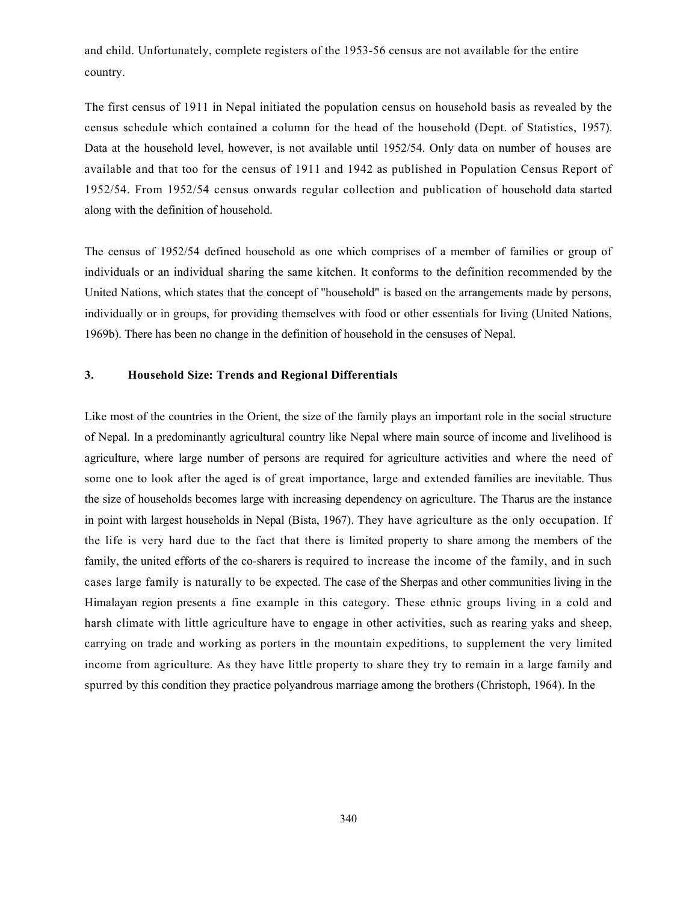and child. Unfortunately, complete registers of the 1953-56 census are not available for the entire country.

The first census of 1911 in Nepal initiated the population census on household basis as revealed by the census schedule which contained a column for the head of the household (Dept. of Statistics, 1957). Data at the household level, however, is not available until 1952/54. Only data on number of houses are available and that too for the census of 1911 and 1942 as published in Population Census Report of 1952/54. From 1952/54 census onwards regular collection and publication of household data started along with the definition of household.

The census of 1952/54 defined household as one which comprises of a member of families or group of individuals or an individual sharing the same kitchen. It conforms to the definition recommended by the United Nations, which states that the concept of "household" is based on the arrangements made by persons, individually or in groups, for providing themselves with food or other essentials for living (United Nations, 1969b). There has been no change in the definition of household in the censuses of Nepal.

### 3. Household Size: Trends and Regional Differentials

Like most of the countries in the Orient, the size of the family plays an important role in the social structure of Nepal. In a predominantly agricultural country like Nepal where main source of income and livelihood is agriculture, where large number of persons are required for agriculture activities and where the need of some one to look after the aged is of great importance, large and extended families are inevitable. Thus the size of households becomes large with increasing dependency on agriculture. The Tharus are the instance in point with largest households in Nepal (Bista, 1967). They have agriculture as the only occupation. If the life is very hard due to the fact that there is limited property to share among the members of the family, the united efforts of the co-sharers is required to increase the income of the family, and in such cases large family is naturally to be expected. The case of the Sherpas and other communities living in the Himalayan region presents a fine example in this category. These ethnic groups living in a cold and harsh climate with little agriculture have to engage in other activities, such as rearing yaks and sheep, carrying on trade and working as porters in the mountain expeditions, to supplement the very limited income from agriculture. As they have little property to share they try to remain in a large family and spurred by this condition they practice polyandrous marriage among the brothers (Christoph, 1964). In the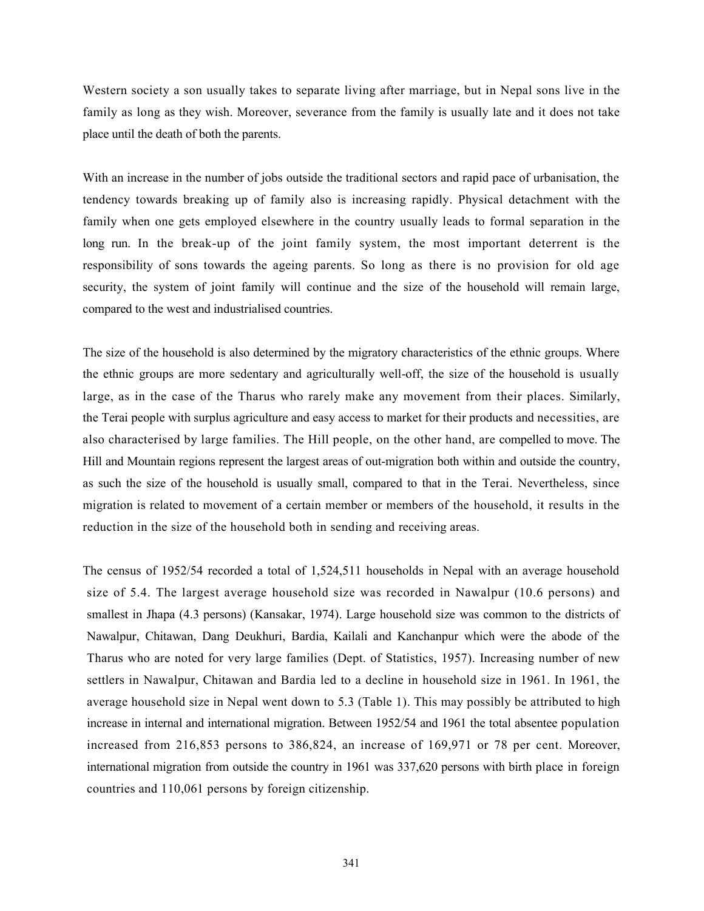Western society a son usually takes to separate living after marriage, but in Nepal sons live in the family as long as they wish. Moreover, severance from the family is usually late and it does not take place until the death of both the parents.

With an increase in the number of jobs outside the traditional sectors and rapid pace of urbanisation, the tendency towards breaking up of family also is increasing rapidly. Physical detachment with the family when one gets employed elsewhere in the country usually leads to formal separation in the long run. In the break-up of the joint family system, the most important deterrent is the responsibility of sons towards the ageing parents. So long as there is no provision for old age security, the system of joint family will continue and the size of the household will remain large, compared to the west and industrialised countries.

The size of the household is also determined by the migratory characteristics of the ethnic groups. Where the ethnic groups are more sedentary and agriculturally well-off, the size of the household is usually large, as in the case of the Tharus who rarely make any movement from their places. Similarly, the Terai people with surplus agriculture and easy access to market for their products and necessities, are also characterised by large families. The Hill people, on the other hand, are compelled to move. The Hill and Mountain regions represent the largest areas of out-migration both within and outside the country, as such the size of the household is usually small, compared to that in the Terai. Nevertheless, since migration is related to movement of a certain member or members of the household, it results in the reduction in the size of the household both in sending and receiving areas.

The census of 1952/54 recorded a total of 1,524,511 households in Nepal with an average household size of 5.4. The largest average household size was recorded in Nawalpur (10.6 persons) and smallest in Jhapa (4.3 persons) (Kansakar, 1974). Large household size was common to the districts of Nawalpur, Chitawan, Dang Deukhuri, Bardia, Kailali and Kanchanpur which were the abode of the Tharus who are noted for very large families (Dept. of Statistics, 1957). Increasing number of new settlers in Nawalpur, Chitawan and Bardia led to a decline in household size in 1961. In 1961, the average household size in Nepal went down to 5.3 (Table 1). This may possibly be attributed to high increase in internal and international migration. Between 1952/54 and 1961 the total absentee population increased from 216,853 persons to 386,824, an increase of 169,971 or 78 per cent. Moreover, international migration from outside the country in 1961 was 337,620 persons with birth place in foreign countries and 110,061 persons by foreign citizenship.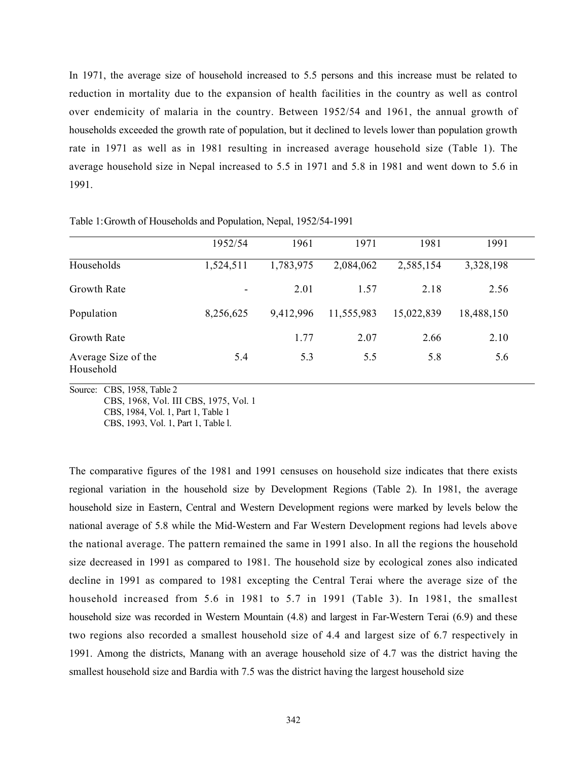In 1971, the average size of household increased to 5.5 persons and this increase must be related to reduction in mortality due to the expansion of health facilities in the country as well as control over endemicity of malaria in the country. Between 1952/54 and 1961, the annual growth of households exceeded the growth rate of population, but it declined to levels lower than population growth rate in 1971 as well as in 1981 resulting in increased average household size (Table 1). The average household size in Nepal increased to 5.5 in 1971 and 5.8 in 1981 and went down to 5.6 in 1991.

Table 1: Growth of Households and Population, Nepal, 1952/54-1991

| | 1952/54 | 1961 | 1971 | 1981 | 1991 |
|---|---|---|---|---|---|
| Households | 1,524,511 | 1,783,975 | 2,084,062 | 2,585,154 | 3,328,198 |
| Growth Rate | - | 2.01 | 1.57 | 2.18 | 2.56 |
| Population | 8,256,625 | 9,412,996 | 11,555,983 | 15,022,839 | 18,488,150 |
| Growth Rate | | 1.77 | 2.07 | 2.66 | 2.10 |
| Average Size of the Household | 5.4 | 5.3 | 5.5 | 5.8 | 5.6 |

Source: CBS, 1958, Table 2
CBS, 1968, Vol. III CBS, 1975, Vol. 1
CBS, 1984, Vol. 1, Part 1, Table 1
CBS, 1993, Vol. 1, Part 1, Table l.

The comparative figures of the 1981 and 1991 censuses on household size indicates that there exists regional variation in the household size by Development Regions (Table 2). In 1981, the average household size in Eastern, Central and Western Development regions were marked by levels below the national average of 5.8 while the Mid-Western and Far Western Development regions had levels above the national average. The pattern remained the same in 1991 also. In all the regions the household size decreased in 1991 as compared to 1981. The household size by ecological zones also indicated decline in 1991 as compared to 1981 excepting the Central Terai where the average size of the household increased from 5.6 in 1981 to 5.7 in 1991 (Table 3). In 1981, the smallest household size was recorded in Western Mountain (4.8) and largest in Far-Western Terai (6.9) and these two regions also recorded a smallest household size of 4.4 and largest size of 6.7 respectively in 1991. Among the districts, Manang with an average household size of 4.7 was the district having the smallest household size and Bardia with 7.5 was the district having the largest household size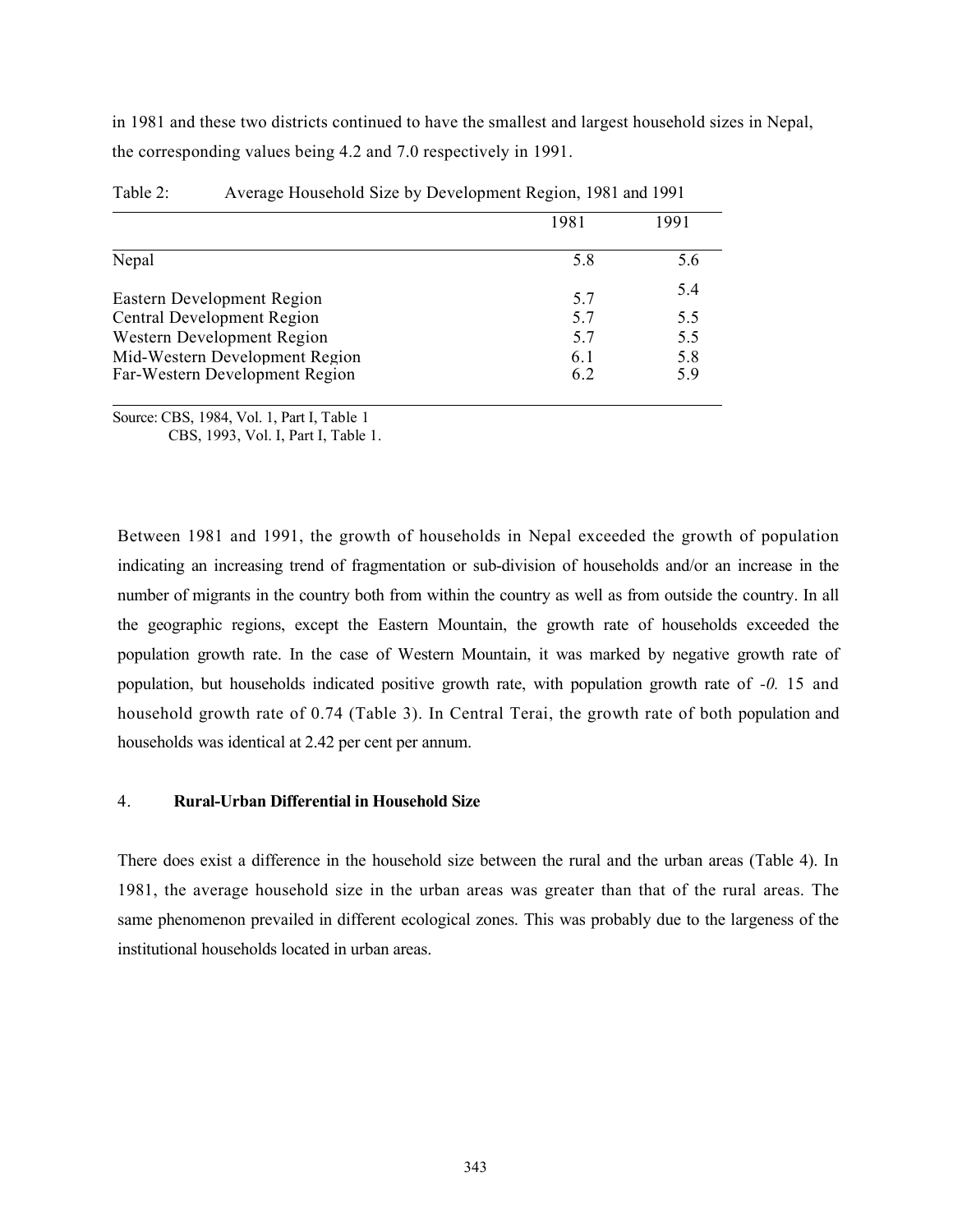in 1981 and these two districts continued to have the smallest and largest household sizes in Nepal, the corresponding values being 4.2 and 7.0 respectively in 1991.

Table 2: Average Household Size by Development Region, 1981 and 1991

| | 1981 | 1991 |
|---|---|---|
| Nepal | 5.8 | 5.6 |
| Eastern Development Region | 5.7 | 5.4 |
| Central Development Region | 5.7 | 5.5 |
| Western Development Region | 5.7 | 5.5 |
| Mid-Western Development Region | 6.1 | 5.8 |
| Far-Western Development Region | 6.2 | 5.9 |

Source: CBS, 1984, Vol. 1, Part I, Table 1
CBS, 1993, Vol. I, Part I, Table 1.

Between 1981 and 1991, the growth of households in Nepal exceeded the growth of population indicating an increasing trend of fragmentation or sub-division of households and/or an increase in the number of migrants in the country both from within the country as well as from outside the country. In all the geographic regions, except the Eastern Mountain, the growth rate of households exceeded the population growth rate. In the case of Western Mountain, it was marked by negative growth rate of population, but households indicated positive growth rate, with population growth rate of *-0.* 15 and household growth rate of 0.74 (Table 3). In Central Terai, the growth rate of both population and households was identical at 2.42 per cent per annum.

## 4. Rural-Urban Differential in Household Size

There does exist a difference in the household size between the rural and the urban areas (Table 4). In 1981, the average household size in the urban areas was greater than that of the rural areas. The same phenomenon prevailed in different ecological zones. This was probably due to the largeness of the institutional households located in urban areas.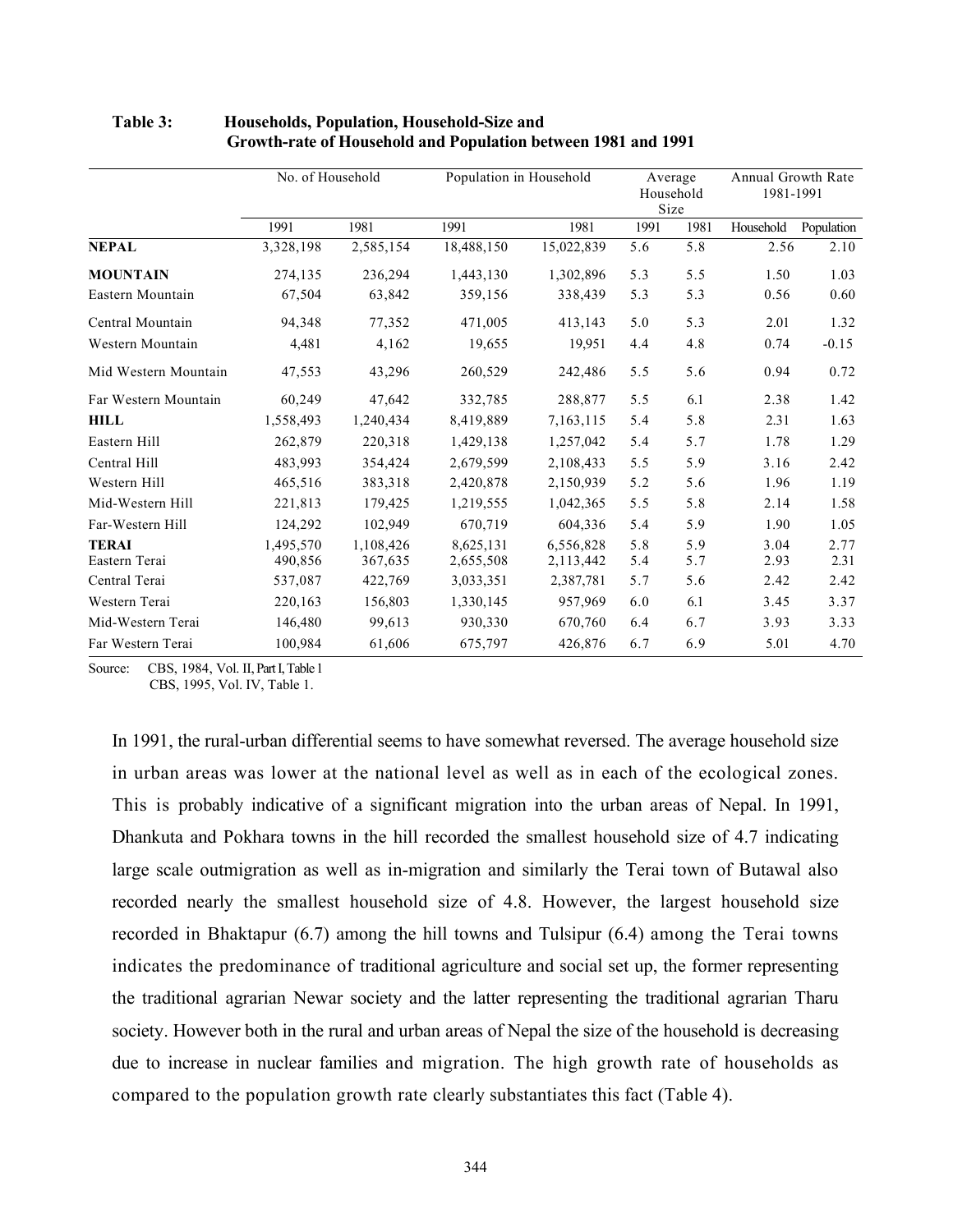**Table 3: Households, Population, Household-Size and Growth-rate of Household and Population between 1981 and 1991**

| | No. of Household | | Population in Household | | Average Household Size | | Annual Growth Rate 1981-1991 | |
|---|---|---|---|---|---|---|---|---|
| | 1991 | 1981 | 1991 | 1981 | 1991 | 1981 | Household | Population |
| **NEPAL** | 3,328,198 | 2,585,154 | 18,488,150 | 15,022,839 | 5.6 | 5.8 | 2.56 | 2.10 |
| **MOUNTAIN** | 274,135 | 236,294 | 1,443,130 | 1,302,896 | 5.3 | 5.5 | 1.50 | 1.03 |
| Eastern Mountain | 67,504 | 63,842 | 359,156 | 338,439 | 5.3 | 5.3 | 0.56 | 0.60 |
| Central Mountain | 94,348 | 77,352 | 471,005 | 413,143 | 5.0 | 5.3 | 2.01 | 1.32 |
| Western Mountain | 4,481 | 4,162 | 19,655 | 19,951 | 4.4 | 4.8 | 0.74 | -0.15 |
| Mid Western Mountain | 47,553 | 43,296 | 260,529 | 242,486 | 5.5 | 5.6 | 0.94 | 0.72 |
| Far Western Mountain | 60,249 | 47,642 | 332,785 | 288,877 | 5.5 | 6.1 | 2.38 | 1.42 |
| **HILL** | 1,558,493 | 1,240,434 | 8,419,889 | 7,163,115 | 5.4 | 5.8 | 2.31 | 1.63 |
| Eastern Hill | 262,879 | 220,318 | 1,429,138 | 1,257,042 | 5.4 | 5.7 | 1.78 | 1.29 |
| Central Hill | 483,993 | 354,424 | 2,679,599 | 2,108,433 | 5.5 | 5.9 | 3.16 | 2.42 |
| Western Hill | 465,516 | 383,318 | 2,420,878 | 2,150,939 | 5.2 | 5.6 | 1.96 | 1.19 |
| Mid-Western Hill | 221,813 | 179,425 | 1,219,555 | 1,042,365 | 5.5 | 5.8 | 2.14 | 1.58 |
| Far-Western Hill | 124,292 | 102,949 | 670,719 | 604,336 | 5.4 | 5.9 | 1.90 | 1.05 |
| **TERAI** | 1,495,570 | 1,108,426 | 8,625,131 | 6,556,828 | 5.8 | 5.9 | 3.04 | 2.77 |
| Eastern Terai | 490,856 | 367,635 | 2,655,508 | 2,113,442 | 5.4 | 5.7 | 2.93 | 2.31 |
| Central Terai | 537,087 | 422,769 | 3,033,351 | 2,387,781 | 5.7 | 5.6 | 2.42 | 2.42 |
| Western Terai | 220,163 | 156,803 | 1,330,145 | 957,969 | 6.0 | 6.1 | 3.45 | 3.37 |
| Mid-Western Terai | 146,480 | 99,613 | 930,330 | 670,760 | 6.4 | 6.7 | 3.93 | 3.33 |
| Far Western Terai | 100,984 | 61,606 | 675,797 | 426,876 | 6.7 | 6.9 | 5.01 | 4.70 |

Source: CBS, 1984, Vol. II, Part I, Table 1
CBS, 1995, Vol. IV, Table 1.

In 1991, the rural-urban differential seems to have somewhat reversed. The average household size in urban areas was lower at the national level as well as in each of the ecological zones. This is probably indicative of a significant migration into the urban areas of Nepal. In 1991, Dhankuta and Pokhara towns in the hill recorded the smallest household size of 4.7 indicating large scale outmigration as well as in-migration and similarly the Terai town of Butawal also recorded nearly the smallest household size of 4.8. However, the largest household size recorded in Bhaktapur (6.7) among the hill towns and Tulsipur (6.4) among the Terai towns indicates the predominance of traditional agriculture and social set up, the former representing the traditional agrarian Newar society and the latter representing the traditional agrarian Tharu society. However both in the rural and urban areas of Nepal the size of the household is decreasing due to increase in nuclear families and migration. The high growth rate of households as compared to the population growth rate clearly substantiates this fact (Table 4).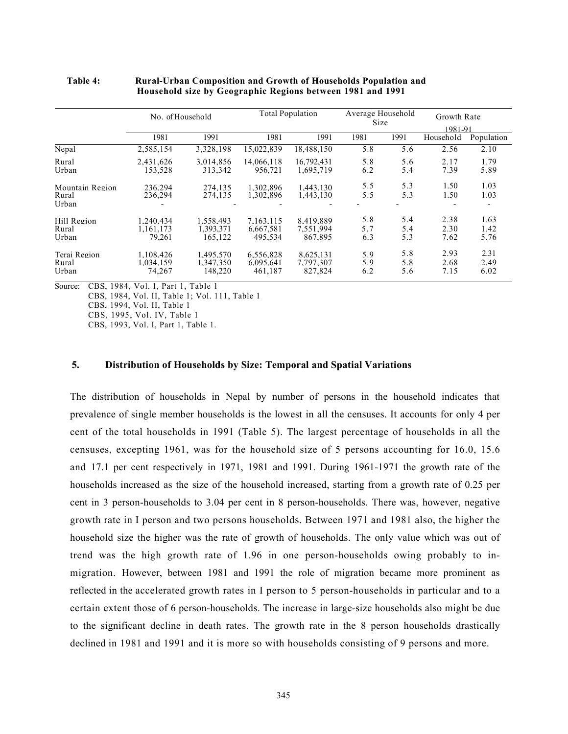**Table 4: Rural-Urban Composition and Growth of Households Population and Household size by Geographic Regions between 1981 and 1991**

| | No. of Household | | Total Population | | Average Household Size | | Growth Rate 1981-91 | |
|---|---|---|---|---|---|---|---|---|
| | 1981 | 1991 | 1981 | 1991 | 1981 | 1991 | Household | Population |
| Nepal | 2,585,154 | 3,328,198 | 15,022,839 | 18,488,150 | 5.8 | 5.6 | 2.56 | 2.10 |
| Rural | 2,431,626 | 3,014,856 | 14,066,118 | 16,792,431 | 5.8 | 5.6 | 2.17 | 1.79 |
| Urban | 153,528 | 313,342 | 956,721 | 1,695,719 | 6.2 | 5.4 | 7.39 | 5.89 |
| Mountain Region | 236,294 | 274,135 | 1,302,896 | 1,443,130 | 5.5 | 5.3 | 1.50 | 1.03 |
| Rural | 236,294 | 274,135 | 1,302,896 | 1,443,130 | 5.5 | 5.3 | 1.50 | 1.03 |
| Urban | - | - | - | - | - | - | - | - |
| Hill Region | 1,240,434 | 1,558,493 | 7,163,115 | 8,419,889 | 5.8 | 5.4 | 2.38 | 1.63 |
| Rural | 1,161,173 | 1,393,371 | 6,667,581 | 7,551,994 | 5.7 | 5.4 | 2.30 | 1.42 |
| Urban | 79,261 | 165,122 | 495,534 | 867,895 | 6.3 | 5.3 | 7.62 | 5.76 |
| Terai Region | 1,108,426 | 1,495,570 | 6,556,828 | 8,625,131 | 5.9 | 5.8 | 2.93 | 2.31 |
| Rural | 1,034,159 | 1,347,350 | 6,095,641 | 7,797,307 | 5.9 | 5.8 | 2.68 | 2.49 |
| Urban | 74,267 | 148,220 | 461,187 | 827,824 | 6.2 | 5.6 | 7.15 | 6.02 |

Source: CBS, 1984, Vol. I, Part 1, Table 1
CBS, 1984, Vol. II, Table 1; Vol. 111, Table 1
CBS, 1994, Vol. II, Table 1
CBS, 1995, Vol. IV, Table 1
CBS, 1993, Vol. I, Part 1, Table 1.

## 5. Distribution of Households by Size: Temporal and Spatial Variations

The distribution of households in Nepal by number of persons in the household indicates that prevalence of single member households is the lowest in all the censuses. It accounts for only 4 per cent of the total households in 1991 (Table 5). The largest percentage of households in all the censuses, excepting 1961, was for the household size of 5 persons accounting for 16.0, 15.6 and 17.1 per cent respectively in 1971, 1981 and 1991. During 1961-1971 the growth rate of the households increased as the size of the household increased, starting from a growth rate of 0.25 per cent in 3 person-households to 3.04 per cent in 8 person-households. There was, however, negative growth rate in I person and two persons households. Between 1971 and 1981 also, the higher the household size the higher was the rate of growth of households. The only value which was out of trend was the high growth rate of 1.96 in one person-households owing probably to in-migration. However, between 1981 and 1991 the role of migration became more prominent as reflected in the accelerated growth rates in I person to 5 person-households in particular and to a certain extent those of 6 person-households. The increase in large-size households also might be due to the significant decline in death rates. The growth rate in the 8 person households drastically declined in 1981 and 1991 and it is more so with households consisting of 9 persons and more.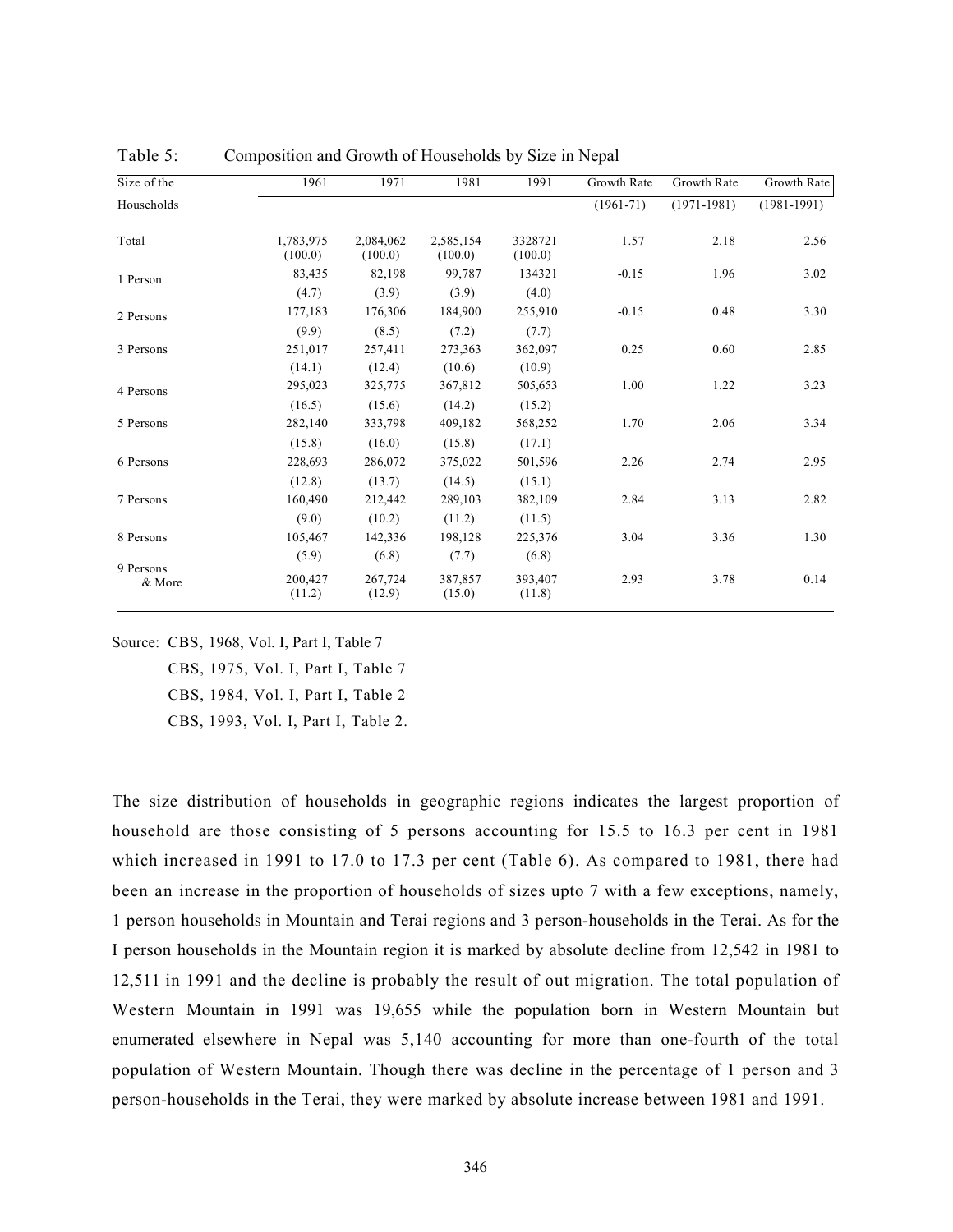Table 5: Composition and Growth of Households by Size in Nepal

| Size of the Households | 1961 | 1971 | 1981 | 1991 | Growth Rate (1961-71) | Growth Rate (1971-1981) | Growth Rate (1981-1991) |
|---|---|---|---|---|---|---|---|
| Total | 1,783,975 (100.0) | 2,084,062 (100.0) | 2,585,154 (100.0) | 3328721 (100.0) | 1.57 | 2.18 | 2.56 |
| 1 Person | 83,435 (4.7) | 82,198 (3.9) | 99,787 (3.9) | 134321 (4.0) | -0.15 | 1.96 | 3.02 |
| 2 Persons | 177,183 (9.9) | 176,306 (8.5) | 184,900 (7.2) | 255,910 (7.7) | -0.15 | 0.48 | 3.30 |
| 3 Persons | 251,017 (14.1) | 257,411 (12.4) | 273,363 (10.6) | 362,097 (10.9) | 0.25 | 0.60 | 2.85 |
| 4 Persons | 295,023 (16.5) | 325,775 (15.6) | 367,812 (14.2) | 505,653 (15.2) | 1.00 | 1.22 | 3.23 |
| 5 Persons | 282,140 (15.8) | 333,798 (16.0) | 409,182 (15.8) | 568,252 (17.1) | 1.70 | 2.06 | 3.34 |
| 6 Persons | 228,693 (12.8) | 286,072 (13.7) | 375,022 (14.5) | 501,596 (15.1) | 2.26 | 2.74 | 2.95 |
| 7 Persons | 160,490 (9.0) | 212,442 (10.2) | 289,103 (11.2) | 382,109 (11.5) | 2.84 | 3.13 | 2.82 |
| 8 Persons | 105,467 (5.9) | 142,336 (6.8) | 198,128 (7.7) | 225,376 (6.8) | 3.04 | 3.36 | 1.30 |
| 9 Persons & More | 200,427 (11.2) | 267,724 (12.9) | 387,857 (15.0) | 393,407 (11.8) | 2.93 | 3.78 | 0.14 |

Source: CBS, 1968, Vol. I, Part I, Table 7
CBS, 1975, Vol. I, Part I, Table 7
CBS, 1984, Vol. I, Part I, Table 2
CBS, 1993, Vol. I, Part I, Table 2.

The size distribution of households in geographic regions indicates the largest proportion of household are those consisting of 5 persons accounting for 15.5 to 16.3 per cent in 1981 which increased in 1991 to 17.0 to 17.3 per cent (Table 6). As compared to 1981, there had been an increase in the proportion of households of sizes upto 7 with a few exceptions, namely, 1 person households in Mountain and Terai regions and 3 person-households in the Terai. As for the I person households in the Mountain region it is marked by absolute decline from 12,542 in 1981 to 12,511 in 1991 and the decline is probably the result of out migration. The total population of Western Mountain in 1991 was 19,655 while the population born in Western Mountain but enumerated elsewhere in Nepal was 5,140 accounting for more than one-fourth of the total population of Western Mountain. Though there was decline in the percentage of 1 person and 3 person-households in the Terai, they were marked by absolute increase between 1981 and 1991.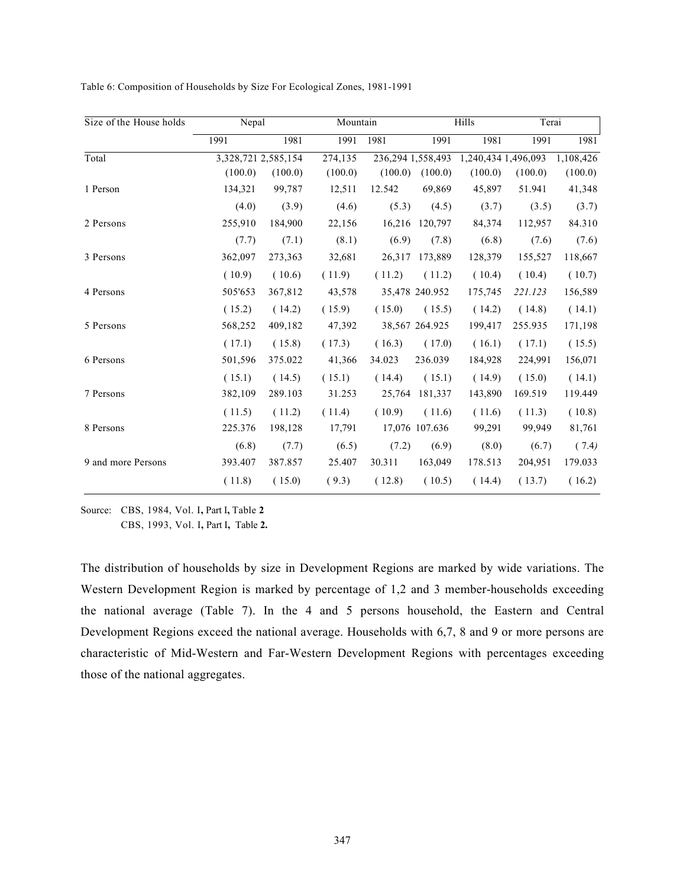Table 6: Composition of Households by Size For Ecological Zones, 1981-1991

| Size of the House holds | Nepal | | Mountain | | Hills | | Terai | |
|---|---|---|---|---|---|---|---|---|
| | 1991 | 1981 | 1991 | 1981 | 1991 | 1981 | 1991 | 1981 |
| Total | 3,328,721 | 2,585,154 | 274,135 | 236,294 | 1,558,493 | 1,240,434 | 1,496,093 | 1,108,426 |
| | (100.0) | (100.0) | (100.0) | (100.0) | (100.0) | (100.0) | (100.0) | (100.0) |
| 1 Person | 134,321 | 99,787 | 12,511 | 12.542 | 69,869 | 45,897 | 51.941 | 41,348 |
| | (4.0) | (3.9) | (4.6) | (5.3) | (4.5) | (3.7) | (3.5) | (3.7) |
| 2 Persons | 255,910 | 184,900 | 22,156 | 16,216 | 120,797 | 84,374 | 112,957 | 84.310 |
| | (7.7) | (7.1) | (8.1) | (6.9) | (7.8) | (6.8) | (7.6) | (7.6) |
| 3 Persons | 362,097 | 273,363 | 32,681 | 26,317 | 173,889 | 128,379 | 155,527 | 118,667 |
| | ( 10.9) | ( 10.6) | ( 11.9) | ( 11.2) | ( 11.2) | ( 10.4) | ( 10.4) | ( 10.7) |
| 4 Persons | 505'653 | 367,812 | 43,578 | 35,478 | 240.952 | 175,745 | *221.123* | 156,589 |
| | ( 15.2) | ( 14.2) | ( 15.9) | ( 15.0) | ( 15.5) | ( 14.2) | ( 14.8) | ( 14.1) |
| 5 Persons | 568,252 | 409,182 | 47,392 | 38,567 | 264.925 | 199,417 | 255.935 | 171,198 |
| | ( 17.1) | ( 15.8) | ( 17.3) | ( 16.3) | ( 17.0) | ( 16.1) | ( 17.1) | ( 15.5) |
| 6 Persons | 501,596 | 375.022 | 41,366 | 34.023 | 236.039 | 184,928 | 224,991 | 156,071 |
| | ( 15.1) | ( 14.5) | ( 15.1) | ( 14.4) | ( 15.1) | ( 14.9) | ( 15.0) | ( 14.1) |
| 7 Persons | 382,109 | 289.103 | 31.253 | 25,764 | 181,337 | 143,890 | 169.519 | 119.449 |
| | ( 11.5) | ( 11.2) | ( 11.4) | ( 10.9) | ( 11.6) | ( 11.6) | ( 11.3) | ( 10.8) |
| 8 Persons | 225.376 | 198,128 | 17,791 | 17,076 | 107.636 | 99,291 | 99,949 | 81,761 |
| | (6.8) | (7.7) | (6.5) | (7.2) | (6.9) | (8.0) | (6.7) | ( 7.4) |
| 9 and more Persons | 393.407 | 387.857 | 25.407 | 30.311 | 163,049 | 178.513 | 204,951 | 179.033 |
| | ( 11.8) | ( 15.0) | ( 9.3) | ( 12.8) | ( 10.5) | ( 14.4) | ( 13.7) | ( 16.2) |

Source: CBS, 1984, Vol. I, Part I, Table **2**
CBS, 1993, Vol. I, Part I, Table **2.**

The distribution of households by size in Development Regions are marked by wide variations. The Western Development Region is marked by percentage of 1,2 and 3 member-households exceeding the national average (Table 7). In the 4 and 5 persons household, the Eastern and Central Development Regions exceed the national average. Households with 6,7, 8 and 9 or more persons are characteristic of Mid-Western and Far-Western Development Regions with percentages exceeding those of the national aggregates.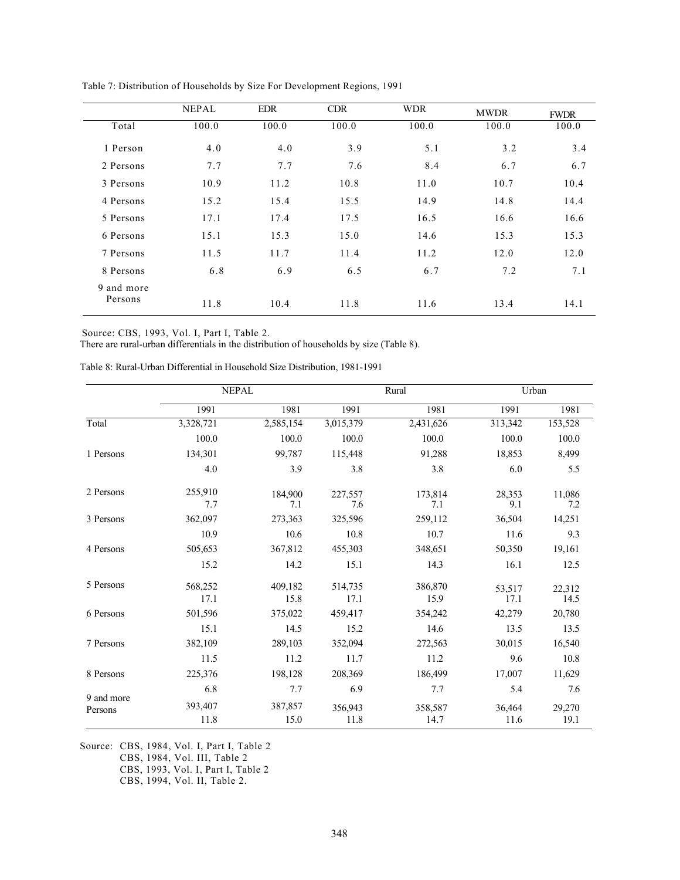Table 7: Distribution of Households by Size For Development Regions, 1991

| | NEPAL | EDR | CDR | WDR | MWDR | FWDR |
|---|---|---|---|---|---|---|
| Total | 100.0 | 100.0 | 100.0 | 100.0 | 100.0 | 100.0 |
| 1 Person | 4.0 | 4.0 | 3.9 | 5.1 | 3.2 | 3.4 |
| 2 Persons | 7.7 | 7.7 | 7.6 | 8.4 | 6.7 | 6.7 |
| 3 Persons | 10.9 | 11.2 | 10.8 | 11.0 | 10.7 | 10.4 |
| 4 Persons | 15.2 | 15.4 | 15.5 | 14.9 | 14.8 | 14.4 |
| 5 Persons | 17.1 | 17.4 | 17.5 | 16.5 | 16.6 | 16.6 |
| 6 Persons | 15.1 | 15.3 | 15.0 | 14.6 | 15.3 | 15.3 |
| 7 Persons | 11.5 | 11.7 | 11.4 | 11.2 | 12.0 | 12.0 |
| 8 Persons | 6.8 | 6.9 | 6.5 | 6.7 | 7.2 | 7.1 |
| 9 and more Persons | 11.8 | 10.4 | 11.8 | 11.6 | 13.4 | 14.1 |

Source: CBS, 1993, Vol. I, Part I, Table 2.

There are rural-urban differentials in the distribution of households by size (Table 8).

Table 8: Rural-Urban Differential in Household Size Distribution, 1981-1991

| | NEPAL | | Rural | | Urban | |
|---|---|---|---|---|---|---|
| | 1991 | 1981 | 1991 | 1981 | 1991 | 1981 |
| Total | 3,328,721 | 2,585,154 | 3,015,379 | 2,431,626 | 313,342 | 153,528 |
| | 100.0 | 100.0 | 100.0 | 100.0 | 100.0 | 100.0 |
| 1 Persons | 134,301 | 99,787 | 115,448 | 91,288 | 18,853 | 8,499 |
| | 4.0 | 3.9 | 3.8 | 3.8 | 6.0 | 5.5 |
| 2 Persons | 255,910 | 184,900 | 227,557 | 173,814 | 28,353 | 11,086 |
| | 7.7 | 7.1 | 7.6 | 7.1 | 9.1 | 7.2 |
| 3 Persons | 362,097 | 273,363 | 325,596 | 259,112 | 36,504 | 14,251 |
| | 10.9 | 10.6 | 10.8 | 10.7 | 11.6 | 9.3 |
| 4 Persons | 505,653 | 367,812 | 455,303 | 348,651 | 50,350 | 19,161 |
| | 15.2 | 14.2 | 15.1 | 14.3 | 16.1 | 12.5 |
| 5 Persons | 568,252 | 409,182 | 514,735 | 386,870 | 53,517 | 22,312 |
| | 17.1 | 15.8 | 17.1 | 15.9 | 17.1 | 14.5 |
| 6 Persons | 501,596 | 375,022 | 459,417 | 354,242 | 42,279 | 20,780 |
| | 15.1 | 14.5 | 15.2 | 14.6 | 13.5 | 13.5 |
| 7 Persons | 382,109 | 289,103 | 352,094 | 272,563 | 30,015 | 16,540 |
| | 11.5 | 11.2 | 11.7 | 11.2 | 9.6 | 10.8 |
| 8 Persons | 225,376 | 198,128 | 208,369 | 186,499 | 17,007 | 11,629 |
| | 6.8 | 7.7 | 6.9 | 7.7 | 5.4 | 7.6 |
| 9 and more Persons | 393,407 | 387,857 | 356,943 | 358,587 | 36,464 | 29,270 |
| | 11.8 | 15.0 | 11.8 | 14.7 | 11.6 | 19.1 |

Source: CBS, 1984, Vol. I, Part I, Table 2
CBS, 1984, Vol. III, Table 2
CBS, 1993, Vol. I, Part I, Table 2
CBS, 1994, Vol. II, Table 2.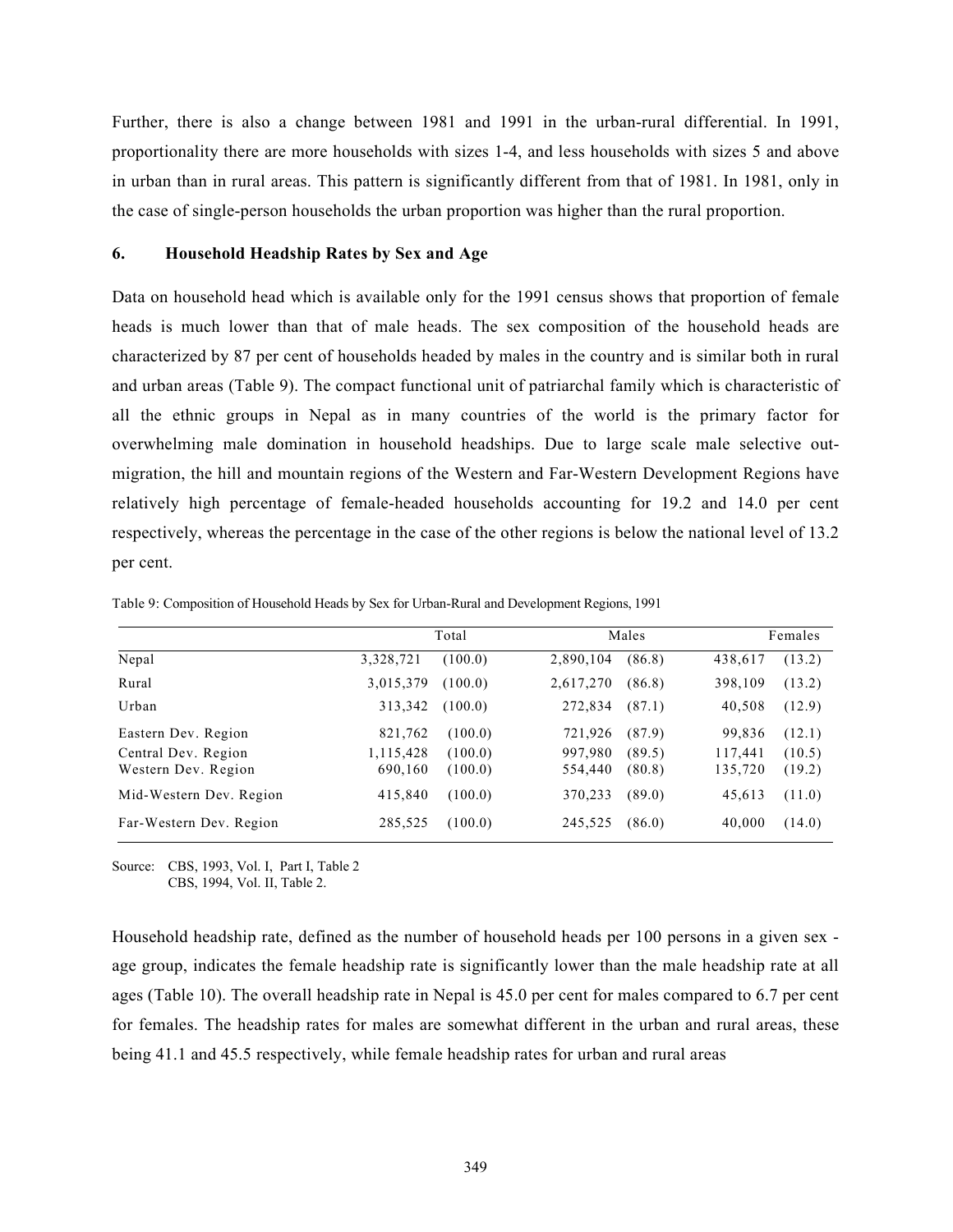Further, there is also a change between 1981 and 1991 in the urban-rural differential. In 1991, proportionality there are more households with sizes 1-4, and less households with sizes 5 and above in urban than in rural areas. This pattern is significantly different from that of 1981. In 1981, only in the case of single-person households the urban proportion was higher than the rural proportion.

### 6. Household Headship Rates by Sex and Age

Data on household head which is available only for the 1991 census shows that proportion of female heads is much lower than that of male heads. The sex composition of the household heads are characterized by 87 per cent of households headed by males in the country and is similar both in rural and urban areas (Table 9). The compact functional unit of patriarchal family which is characteristic of all the ethnic groups in Nepal as in many countries of the world is the primary factor for overwhelming male domination in household headships. Due to large scale male selective out-migration, the hill and mountain regions of the Western and Far-Western Development Regions have relatively high percentage of female-headed households accounting for 19.2 and 14.0 per cent respectively, whereas the percentage in the case of the other regions is below the national level of 13.2 per cent.

Table 9: Composition of Household Heads by Sex for Urban-Rural and Development Regions, 1991

| | Total | | Males | | Females | |
|---|---|---|---|---|---|---|
| Nepal | 3,328,721 | (100.0) | 2,890,104 | (86.8) | 438,617 | (13.2) |
| Rural | 3,015,379 | (100.0) | 2,617,270 | (86.8) | 398,109 | (13.2) |
| Urban | 313,342 | (100.0) | 272,834 | (87.1) | 40,508 | (12.9) |
| Eastern Dev. Region | 821,762 | (100.0) | 721,926 | (87.9) | 99,836 | (12.1) |
| Central Dev. Region | 1,115,428 | (100.0) | 997,980 | (89.5) | 117,441 | (10.5) |
| Western Dev. Region | 690,160 | (100.0) | 554,440 | (80.8) | 135,720 | (19.2) |
| Mid-Western Dev. Region | 415,840 | (100.0) | 370,233 | (89.0) | 45,613 | (11.0) |
| Far-Western Dev. Region | 285,525 | (100.0) | 245,525 | (86.0) | 40,000 | (14.0) |

Source: CBS, 1993, Vol. I, Part I, Table 2
CBS, 1994, Vol. II, Table 2.

Household headship rate, defined as the number of household heads per 100 persons in a given sex - age group, indicates the female headship rate is significantly lower than the male headship rate at all ages (Table 10). The overall headship rate in Nepal is 45.0 per cent for males compared to 6.7 per cent for females. The headship rates for males are somewhat different in the urban and rural areas, these being 41.1 and 45.5 respectively, while female headship rates for urban and rural areas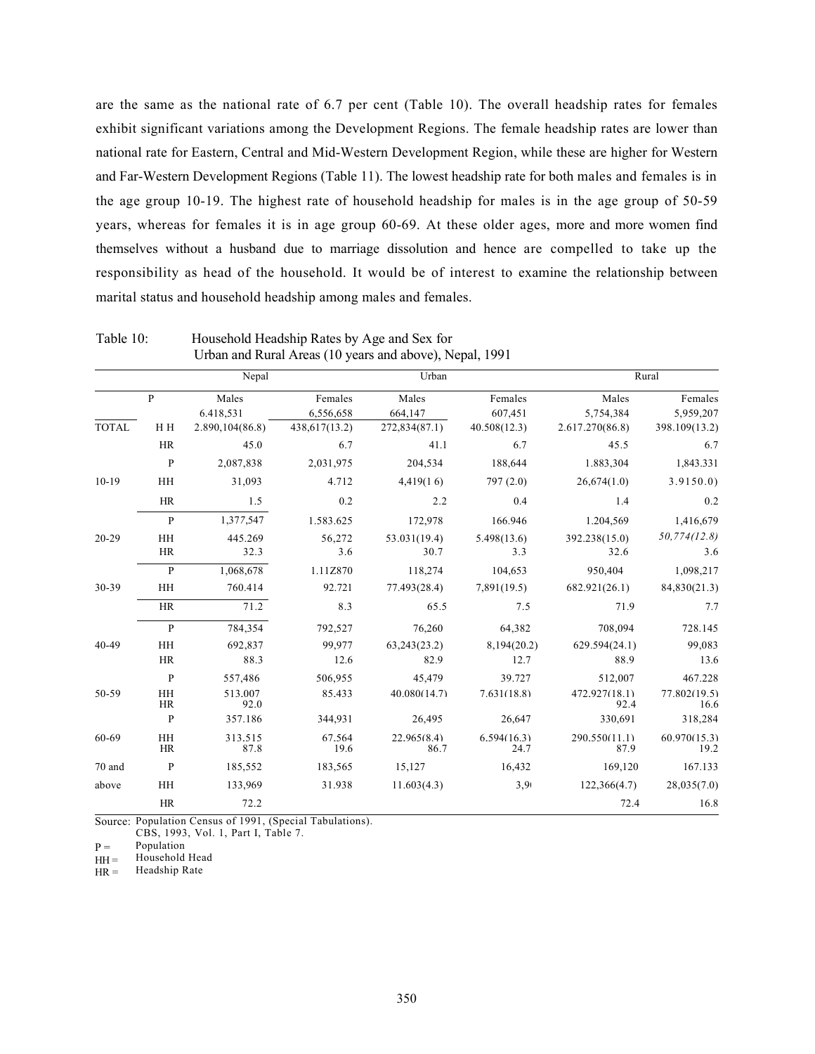are the same as the national rate of 6.7 per cent (Table 10). The overall headship rates for females exhibit significant variations among the Development Regions. The female headship rates are lower than national rate for Eastern, Central and Mid-Western Development Region, while these are higher for Western and Far-Western Development Regions (Table 11). The lowest headship rate for both males and females is in the age group 10-19. The highest rate of household headship for males is in the age group of 50-59 years, whereas for females it is in age group 60-69. At these older ages, more and more women find themselves without a husband due to marriage dissolution and hence are compelled to take up the responsibility as head of the household. It would be of interest to examine the relationship between marital status and household headship among males and females.

Table 10: Household Headship Rates by Age and Sex for Urban and Rural Areas (10 years and above), Nepal, 1991

| | | Nepal | | Urban | | Rural | |
|---|---|---|---|---|---|---|---|
| | | Males | Females | Males | Females | Males | Females |
| TOTAL | P | 6.418,531 | 6,556,658 | 664,147 | 607,451 | 5,754,384 | 5,959,207 |
| | H H | 2.890,104(86.8) | 438,617(13.2) | 272,834(87.1) | 40.508(12.3) | 2.617.270(86.8) | 398.109(13.2) |
| | HR | 45.0 | 6.7 | 41.1 | 6.7 | 45.5 | 6.7 |
| 10-19 | P | 2,087,838 | 2,031,975 | 204,534 | 188,644 | 1.883,304 | 1,843.331 |
| | HH | 31,093 | 4.712 | 4,419(1 6) | 797 (2.0) | 26,674(1.0) | 3.9150.0) |
| | HR | 1.5 | 0.2 | 2.2 | 0.4 | 1.4 | 0.2 |
| 20-29 | P | 1,377,547 | 1.583.625 | 172,978 | 166.946 | 1.204,569 | 1,416,679 |
| | HH | 445.269 | 56,272 | 53.031(19.4) | 5.498(13.6) | 392.238(15.0) | *50,774(12.8)* |
| | HR | 32.3 | 3.6 | 30.7 | 3.3 | 32.6 | 3.6 |
| 30-39 | P | 1,068,678 | 1.11Z870 | 118,274 | 104,653 | 950,404 | 1,098,217 |
| | HH | 760.414 | 92.721 | 77.493(28.4) | 7,891(19.5) | 682.921(26.1) | 84,830(21.3) |
| | HR | 71.2 | 8.3 | 65.5 | 7.5 | 71.9 | 7.7 |
| 40-49 | P | 784,354 | 792,527 | 76,260 | 64,382 | 708,094 | 728.145 |
| | HH | 692,837 | 99,977 | 63,243(23.2) | 8,194(20.2) | 629.594(24.1) | 99,083 |
| | HR | 88.3 | 12.6 | 82.9 | 12.7 | 88.9 | 13.6 |
| 50-59 | P | 557,486 | 506,955 | 45,479 | 39.727 | 512,007 | 467.228 |
| | HH | 513.007 | 85.433 | 40.080(14.7) | 7.631(18.8) | 472.927(18.1) | 77.802(19.5) |
| | HR | 92.0 | | | | 92.4 | 16.6 |
| 60-69 | P | 357.186 | 344,931 | 26,495 | 26,647 | 330,691 | 318,284 |
| | HH | 313.515 | 67.564 | 22.965(8.4) | 6.594(16.3) | 290.550(11.1) | 60.970(15.3) |
| | HR | 87.8 | 19.6 | 86.7 | 24.7 | 87.9 | 19.2 |
| 70 and above | P | 185,552 | 183,565 | 15,127 | 16,432 | 169,120 | 167.133 |
| | HH | 133,969 | 31.938 | 11.603(4.3) | 3,9 | 122,366(4.7) | 28,035(7.0) |
| | HR | 72.2 | | | | 72.4 | 16.8 |

Source: Population Census of 1991, (Special Tabulations).
CBS, 1993, Vol. 1, Part I, Table 7.

P = Population
HH = Household Head
HR = Headship Rate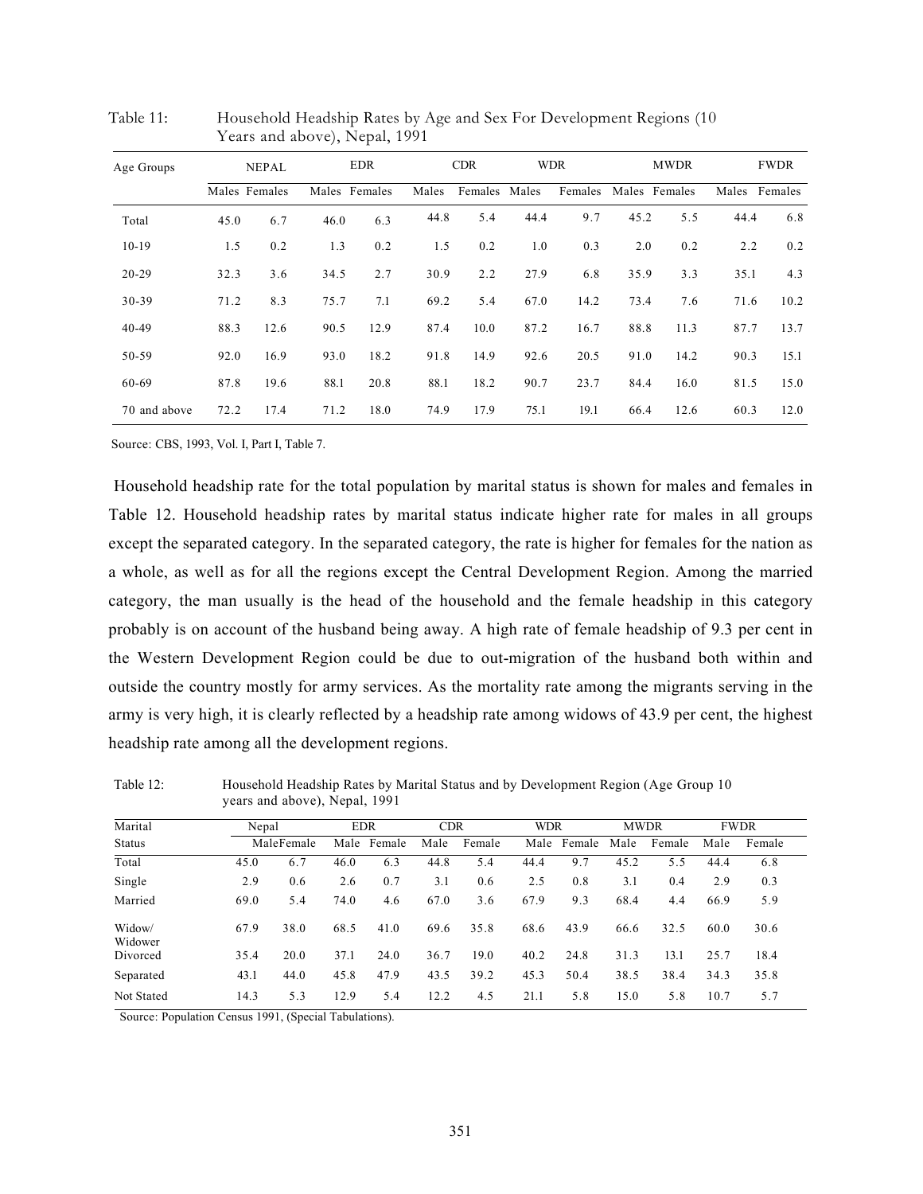Table 11: Household Headship Rates by Age and Sex For Development Regions (10 Years and above), Nepal, 1991

| Age Groups | NEPAL | | EDR | | CDR | | WDR | | MWDR | | FWDR | |
|---|---|---|---|---|---|---|---|---|---|---|---|---|
| | Males | Females | Males | Females | Males | Females | Males | Females | Males | Females | Males | Females |
| Total | 45.0 | 6.7 | 46.0 | 6.3 | 44.8 | 5.4 | 44.4 | 9.7 | 45.2 | 5.5 | 44.4 | 6.8 |
| 10-19 | 1.5 | 0.2 | 1.3 | 0.2 | 1.5 | 0.2 | 1.0 | 0.3 | 2.0 | 0.2 | 2.2 | 0.2 |
| 20-29 | 32.3 | 3.6 | 34.5 | 2.7 | 30.9 | 2.2 | 27.9 | 6.8 | 35.9 | 3.3 | 35.1 | 4.3 |
| 30-39 | 71.2 | 8.3 | 75.7 | 7.1 | 69.2 | 5.4 | 67.0 | 14.2 | 73.4 | 7.6 | 71.6 | 10.2 |
| 40-49 | 88.3 | 12.6 | 90.5 | 12.9 | 87.4 | 10.0 | 87.2 | 16.7 | 88.8 | 11.3 | 87.7 | 13.7 |
| 50-59 | 92.0 | 16.9 | 93.0 | 18.2 | 91.8 | 14.9 | 92.6 | 20.5 | 91.0 | 14.2 | 90.3 | 15.1 |
| 60-69 | 87.8 | 19.6 | 88.1 | 20.8 | 88.1 | 18.2 | 90.7 | 23.7 | 84.4 | 16.0 | 81.5 | 15.0 |
| 70 and above | 72.2 | 17.4 | 71.2 | 18.0 | 74.9 | 17.9 | 75.1 | 19.1 | 66.4 | 12.6 | 60.3 | 12.0 |

Source: CBS, 1993, Vol. I, Part I, Table 7.

Household headship rate for the total population by marital status is shown for males and females in Table 12. Household headship rates by marital status indicate higher rate for males in all groups except the separated category. In the separated category, the rate is higher for females for the nation as a whole, as well as for all the regions except the Central Development Region. Among the married category, the man usually is the head of the household and the female headship in this category probably is on account of the husband being away. A high rate of female headship of 9.3 per cent in the Western Development Region could be due to out-migration of the husband both within and outside the country mostly for army services. As the mortality rate among the migrants serving in the army is very high, it is clearly reflected by a headship rate among widows of 43.9 per cent, the highest headship rate among all the development regions.

Table 12: Household Headship Rates by Marital Status and by Development Region (Age Group 10 years and above), Nepal, 1991

| Marital Status | Nepal | | EDR | | CDR | | WDR | | MWDR | | FWDR | |
|---|---|---|---|---|---|---|---|---|---|---|---|---|
| | Male | Female | Male | Female | Male | Female | Male | Female | Male | Female | Male | Female |
| Total | 45.0 | 6.7 | 46.0 | 6.3 | 44.8 | 5.4 | 44.4 | 9.7 | 45.2 | 5.5 | 44.4 | 6.8 |
| Single | 2.9 | 0.6 | 2.6 | 0.7 | 3.1 | 0.6 | 2.5 | 0.8 | 3.1 | 0.4 | 2.9 | 0.3 |
| Married | 69.0 | 5.4 | 74.0 | 4.6 | 67.0 | 3.6 | 67.9 | 9.3 | 68.4 | 4.4 | 66.9 | 5.9 |
| Widow/ Widower | 67.9 | 38.0 | 68.5 | 41.0 | 69.6 | 35.8 | 68.6 | 43.9 | 66.6 | 32.5 | 60.0 | 30.6 |
| Divorced | 35.4 | 20.0 | 37.1 | 24.0 | 36.7 | 19.0 | 40.2 | 24.8 | 31.3 | 13.1 | 25.7 | 18.4 |
| Separated | 43.1 | 44.0 | 45.8 | 47.9 | 43.5 | 39.2 | 45.3 | 50.4 | 38.5 | 38.4 | 34.3 | 35.8 |
| Not Stated | 14.3 | 5.3 | 12.9 | 5.4 | 12.2 | 4.5 | 21.1 | 5.8 | 15.0 | 5.8 | 10.7 | 5.7 |

Source: Population Census 1991, (Special Tabulations).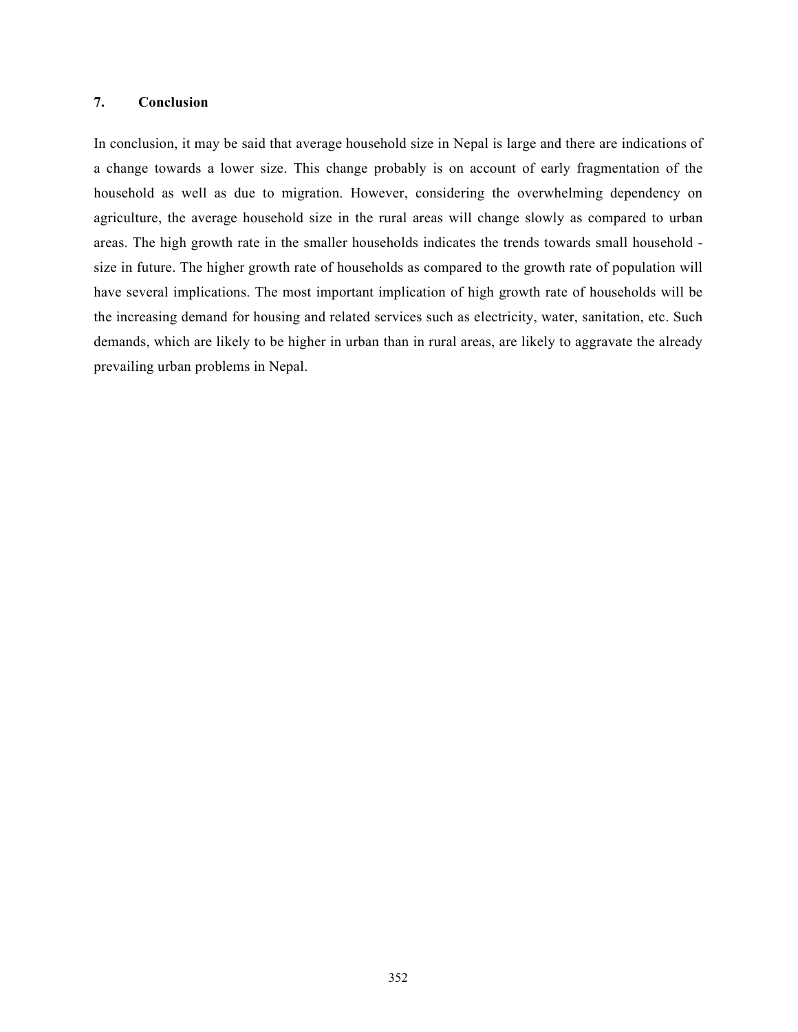## 7. Conclusion

In conclusion, it may be said that average household size in Nepal is large and there are indications of a change towards a lower size. This change probably is on account of early fragmentation of the household as well as due to migration. However, considering the overwhelming dependency on agriculture, the average household size in the rural areas will change slowly as compared to urban areas. The high growth rate in the smaller households indicates the trends towards small household - size in future. The higher growth rate of households as compared to the growth rate of population will have several implications. The most important implication of high growth rate of households will be the increasing demand for housing and related services such as electricity, water, sanitation, etc. Such demands, which are likely to be higher in urban than in rural areas, are likely to aggravate the already prevailing urban problems in Nepal.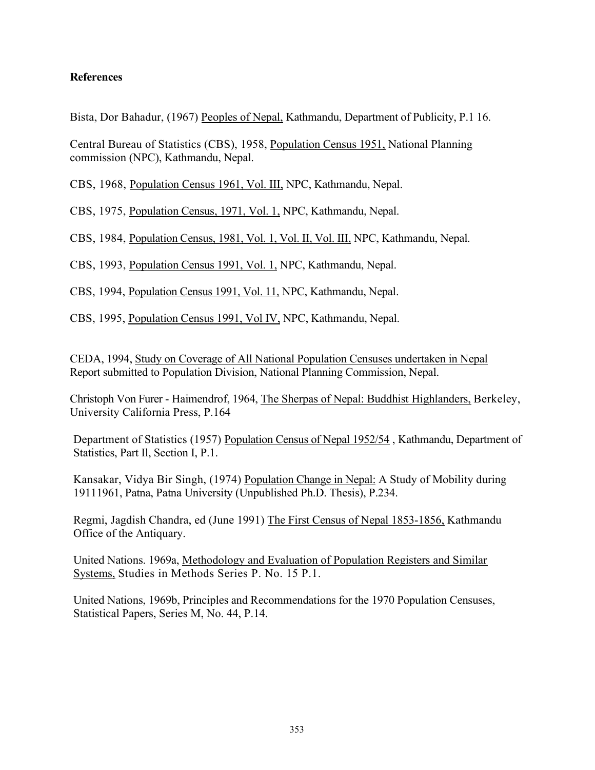**References**

Bista, Dor Bahadur, (1967) Peoples of Nepal, Kathmandu, Department of Publicity, P.1 16.

Central Bureau of Statistics (CBS), 1958, Population Census 1951, National Planning commission (NPC), Kathmandu, Nepal.

CBS, 1968, Population Census 1961, Vol. III, NPC, Kathmandu, Nepal.

CBS, 1975, Population Census, 1971, Vol. 1, NPC, Kathmandu, Nepal.

CBS, 1984, Population Census, 1981, Vol. 1, Vol. II, Vol. III, NPC, Kathmandu, Nepal.

CBS, 1993, Population Census 1991, Vol. 1, NPC, Kathmandu, Nepal.

CBS, 1994, Population Census 1991, Vol. 11, NPC, Kathmandu, Nepal.

CBS, 1995, Population Census 1991, Vol IV, NPC, Kathmandu, Nepal.

CEDA, 1994, Study on Coverage of All National Population Censuses undertaken in Nepal Report submitted to Population Division, National Planning Commission, Nepal.

Christoph Von Furer - Haimendrof, 1964, The Sherpas of Nepal: Buddhist Highlanders, Berkeley, University California Press, P.164

Department of Statistics (1957) Population Census of Nepal 1952/54 , Kathmandu, Department of Statistics, Part Il, Section I, P.1.

Kansakar, Vidya Bir Singh, (1974) Population Change in Nepal: A Study of Mobility during 19111961, Patna, Patna University (Unpublished Ph.D. Thesis), P.234.

Regmi, Jagdish Chandra, ed (June 1991) The First Census of Nepal 1853-1856, Kathmandu Office of the Antiquary.

United Nations. 1969a, Methodology and Evaluation of Population Registers and Similar Systems, Studies in Methods Series P. No. 15 P.1.

United Nations, 1969b, Principles and Recommendations for the 1970 Population Censuses, Statistical Papers, Series M, No. 44, P.14.